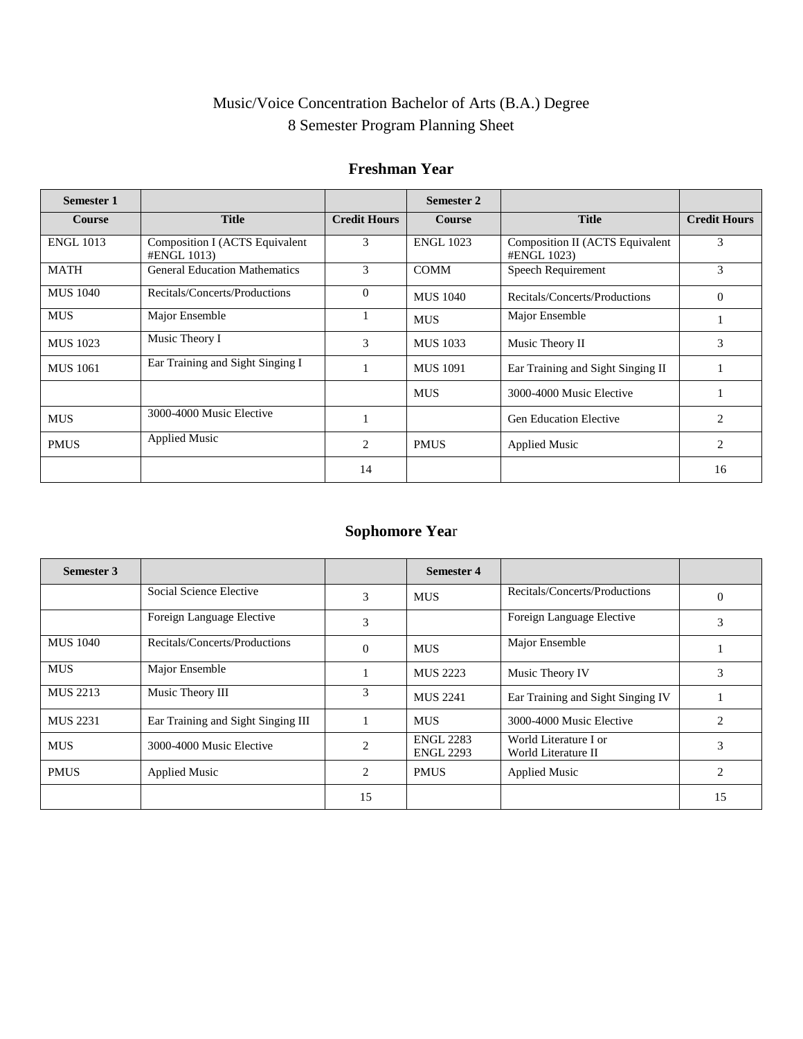# Music/Voice Concentration Bachelor of Arts (B.A.) Degree
# 8 Semester Program Planning Sheet

## Freshman Year

| Semester 1 | | | Semester 2 | | |
|---|---|---|---|---|---|
| **Course** | **Title** | **Credit Hours** | **Course** | **Title** | **Credit Hours** |
| ENGL 1013 | Composition I (ACTS Equivalent #ENGL 1013) | 3 | ENGL 1023 | Composition II (ACTS Equivalent #ENGL 1023) | 3 |
| MATH | General Education Mathematics | 3 | COMM | Speech Requirement | 3 |
| MUS 1040 | Recitals/Concerts/Productions | 0 | MUS 1040 | Recitals/Concerts/Productions | 0 |
| MUS | Major Ensemble | 1 | MUS | Major Ensemble | 1 |
| MUS 1023 | Music Theory I | 3 | MUS 1033 | Music Theory II | 3 |
| MUS 1061 | Ear Training and Sight Singing I | 1 | MUS 1091 | Ear Training and Sight Singing II | 1 |
| | | | MUS | 3000-4000 Music Elective | 1 |
| MUS | 3000-4000 Music Elective | 1 | | Gen Education Elective | 2 |
| PMUS | Applied Music | 2 | PMUS | Applied Music | 2 |
| | | 14 | | | 16 |

## Sophomore Year

| Semester 3 | | | Semester 4 | | |
|---|---|---|---|---|---|
| | Social Science Elective | 3 | MUS | Recitals/Concerts/Productions | 0 |
| | Foreign Language Elective | 3 | | Foreign Language Elective | 3 |
| MUS 1040 | Recitals/Concerts/Productions | 0 | MUS | Major Ensemble | 1 |
| MUS | Major Ensemble | 1 | MUS 2223 | Music Theory IV | 3 |
| MUS 2213 | Music Theory III | 3 | MUS 2241 | Ear Training and Sight Singing IV | 1 |
| MUS 2231 | Ear Training and Sight Singing III | 1 | MUS | 3000-4000 Music Elective | 2 |
| MUS | 3000-4000 Music Elective | 2 | ENGL 2283 ENGL 2293 | World Literature I or World Literature II | 3 |
| PMUS | Applied Music | 2 | PMUS | Applied Music | 2 |
| | | 15 | | | 15 |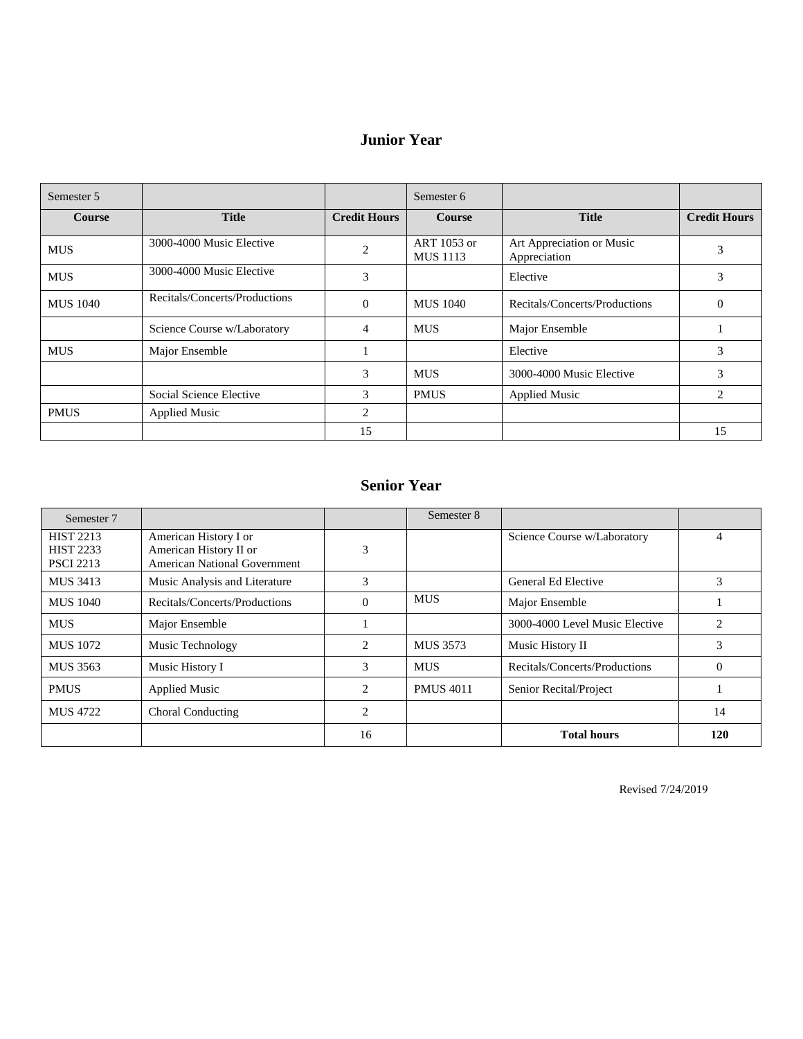## Junior Year

| Semester 5 | | | Semester 6 | | |
|---|---|---|---|---|---|
| **Course** | **Title** | **Credit Hours** | **Course** | **Title** | **Credit Hours** |
| MUS | 3000-4000 Music Elective | 2 | ART 1053 or MUS 1113 | Art Appreciation or Music Appreciation | 3 |
| MUS | 3000-4000 Music Elective | 3 | | Elective | 3 |
| MUS 1040 | Recitals/Concerts/Productions | 0 | MUS 1040 | Recitals/Concerts/Productions | 0 |
| | Science Course w/Laboratory | 4 | MUS | Major Ensemble | 1 |
| MUS | Major Ensemble | 1 | | Elective | 3 |
| | | 3 | MUS | 3000-4000 Music Elective | 3 |
| | Social Science Elective | 3 | PMUS | Applied Music | 2 |
| PMUS | Applied Music | 2 | | | |
| | | 15 | | | 15 |

## Senior Year

| Semester 7 | | | Semester 8 | | |
|---|---|---|---|---|---|
| HIST 2213 HIST 2233 PSCI 2213 | American History I or American History II or American National Government | 3 | | Science Course w/Laboratory | 4 |
| MUS 3413 | Music Analysis and Literature | 3 | | General Ed Elective | 3 |
| MUS 1040 | Recitals/Concerts/Productions | 0 | MUS | Major Ensemble | 1 |
| MUS | Major Ensemble | 1 | | 3000-4000 Level Music Elective | 2 |
| MUS 1072 | Music Technology | 2 | MUS 3573 | Music History II | 3 |
| MUS 3563 | Music History I | 3 | MUS | Recitals/Concerts/Productions | 0 |
| PMUS | Applied Music | 2 | PMUS 4011 | Senior Recital/Project | 1 |
| MUS 4722 | Choral Conducting | 2 | | | 14 |
| | | 16 | | **Total hours** | **120** |

Revised 7/24/2019